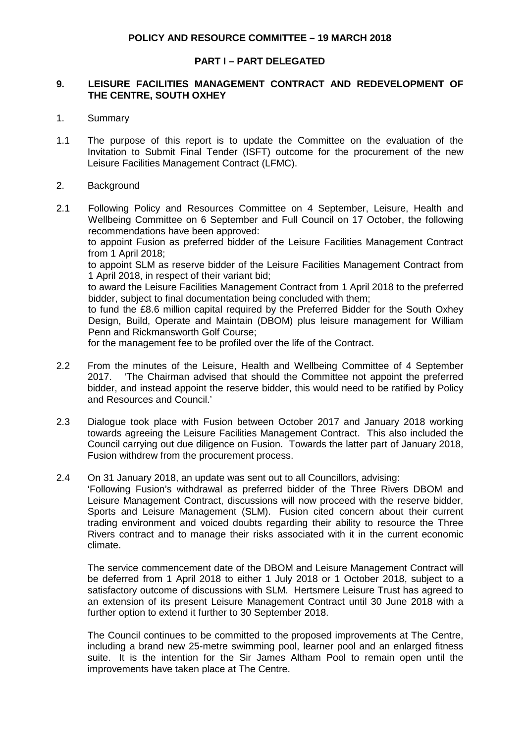**POLICY AND RESOURCE COMMITTEE – 19 MARCH 2018**

**PART I – PART DELEGATED**

## 9. LEISURE FACILITIES MANAGEMENT CONTRACT AND REDEVELOPMENT OF THE CENTRE, SOUTH OXHEY

1. Summary

1.1 The purpose of this report is to update the Committee on the evaluation of the Invitation to Submit Final Tender (ISFT) outcome for the procurement of the new Leisure Facilities Management Contract (LFMC).

2. Background

2.1 Following Policy and Resources Committee on 4 September, Leisure, Health and Wellbeing Committee on 6 September and Full Council on 17 October, the following recommendations have been approved:
to appoint Fusion as preferred bidder of the Leisure Facilities Management Contract from 1 April 2018;
to appoint SLM as reserve bidder of the Leisure Facilities Management Contract from 1 April 2018, in respect of their variant bid;
to award the Leisure Facilities Management Contract from 1 April 2018 to the preferred bidder, subject to final documentation being concluded with them;
to fund the £8.6 million capital required by the Preferred Bidder for the South Oxhey Design, Build, Operate and Maintain (DBOM) plus leisure management for William Penn and Rickmansworth Golf Course;
for the management fee to be profiled over the life of the Contract.

2.2 From the minutes of the Leisure, Health and Wellbeing Committee of 4 September 2017. 'The Chairman advised that should the Committee not appoint the preferred bidder, and instead appoint the reserve bidder, this would need to be ratified by Policy and Resources and Council.'

2.3 Dialogue took place with Fusion between October 2017 and January 2018 working towards agreeing the Leisure Facilities Management Contract. This also included the Council carrying out due diligence on Fusion. Towards the latter part of January 2018, Fusion withdrew from the procurement process.

2.4 On 31 January 2018, an update was sent out to all Councillors, advising:
'Following Fusion's withdrawal as preferred bidder of the Three Rivers DBOM and Leisure Management Contract, discussions will now proceed with the reserve bidder, Sports and Leisure Management (SLM). Fusion cited concern about their current trading environment and voiced doubts regarding their ability to resource the Three Rivers contract and to manage their risks associated with it in the current economic climate.

The service commencement date of the DBOM and Leisure Management Contract will be deferred from 1 April 2018 to either 1 July 2018 or 1 October 2018, subject to a satisfactory outcome of discussions with SLM. Hertsmere Leisure Trust has agreed to an extension of its present Leisure Management Contract until 30 June 2018 with a further option to extend it further to 30 September 2018.

The Council continues to be committed to the proposed improvements at The Centre, including a brand new 25-metre swimming pool, learner pool and an enlarged fitness suite. It is the intention for the Sir James Altham Pool to remain open until the improvements have taken place at The Centre.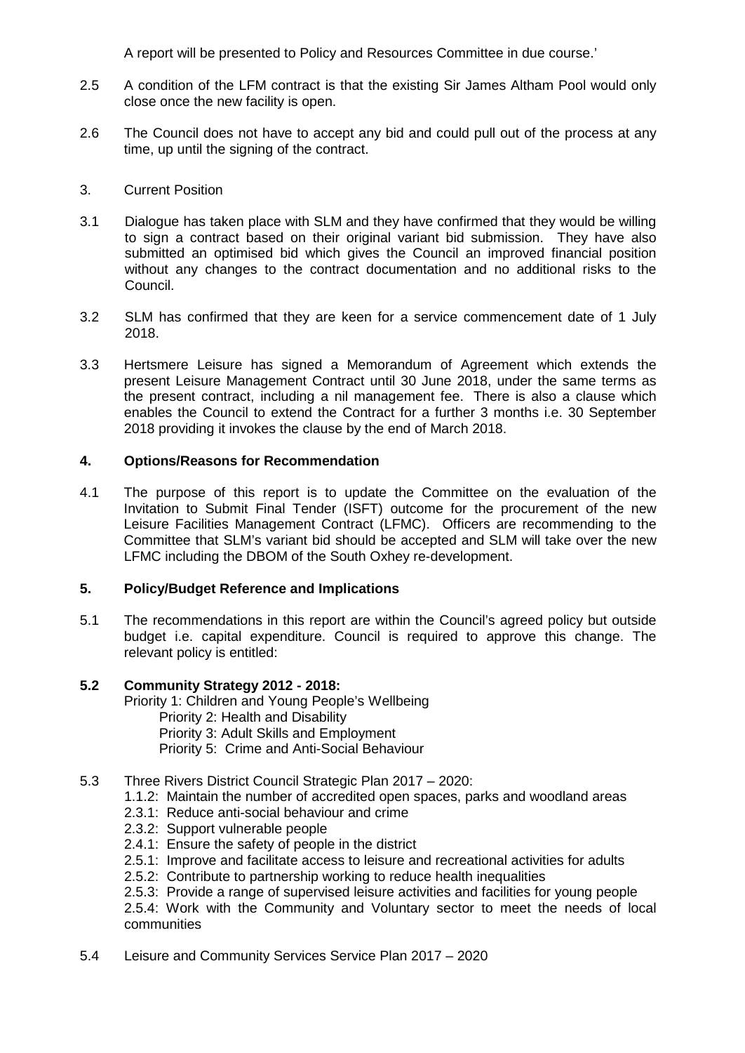A report will be presented to Policy and Resources Committee in due course.'

2.5 A condition of the LFM contract is that the existing Sir James Altham Pool would only close once the new facility is open.

2.6 The Council does not have to accept any bid and could pull out of the process at any time, up until the signing of the contract.

3. Current Position

3.1 Dialogue has taken place with SLM and they have confirmed that they would be willing to sign a contract based on their original variant bid submission. They have also submitted an optimised bid which gives the Council an improved financial position without any changes to the contract documentation and no additional risks to the Council.

3.2 SLM has confirmed that they are keen for a service commencement date of 1 July 2018.

3.3 Hertsmere Leisure has signed a Memorandum of Agreement which extends the present Leisure Management Contract until 30 June 2018, under the same terms as the present contract, including a nil management fee. There is also a clause which enables the Council to extend the Contract for a further 3 months i.e. 30 September 2018 providing it invokes the clause by the end of March 2018.

## 4. Options/Reasons for Recommendation

4.1 The purpose of this report is to update the Committee on the evaluation of the Invitation to Submit Final Tender (ISFT) outcome for the procurement of the new Leisure Facilities Management Contract (LFMC). Officers are recommending to the Committee that SLM's variant bid should be accepted and SLM will take over the new LFMC including the DBOM of the South Oxhey re-development.

## 5. Policy/Budget Reference and Implications

5.1 The recommendations in this report are within the Council's agreed policy but outside budget i.e. capital expenditure. Council is required to approve this change. The relevant policy is entitled:

**5.2 Community Strategy 2012 - 2018:**

Priority 1: Children and Young People's Wellbeing
- Priority 2: Health and Disability
- Priority 3: Adult Skills and Employment
- Priority 5: Crime and Anti-Social Behaviour

5.3 Three Rivers District Council Strategic Plan 2017 – 2020:
- 1.1.2: Maintain the number of accredited open spaces, parks and woodland areas
- 2.3.1: Reduce anti-social behaviour and crime
- 2.3.2: Support vulnerable people
- 2.4.1: Ensure the safety of people in the district
- 2.5.1: Improve and facilitate access to leisure and recreational activities for adults
- 2.5.2: Contribute to partnership working to reduce health inequalities
- 2.5.3: Provide a range of supervised leisure activities and facilities for young people
- 2.5.4: Work with the Community and Voluntary sector to meet the needs of local communities

5.4 Leisure and Community Services Service Plan 2017 – 2020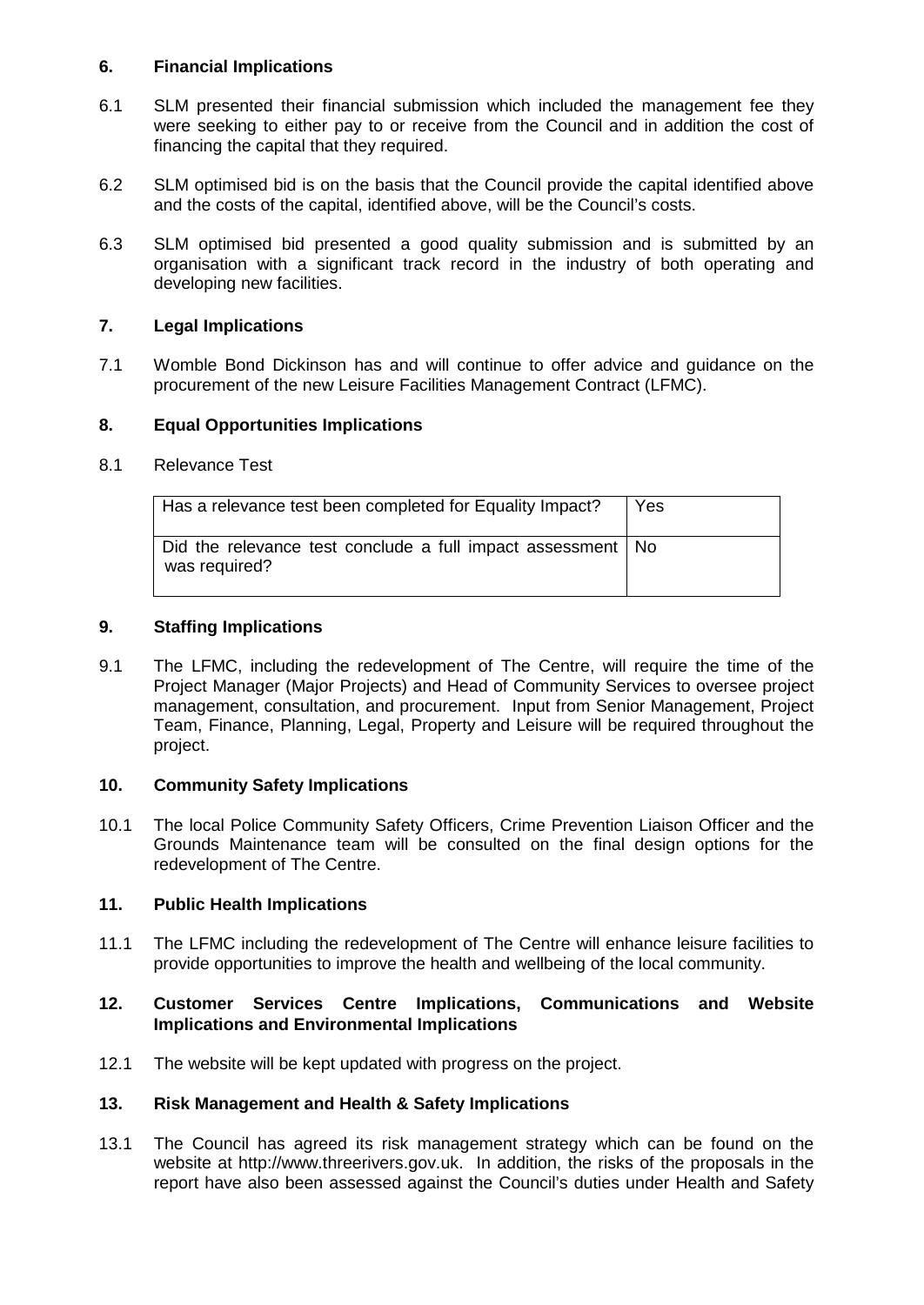## 6. Financial Implications

6.1 SLM presented their financial submission which included the management fee they were seeking to either pay to or receive from the Council and in addition the cost of financing the capital that they required.

6.2 SLM optimised bid is on the basis that the Council provide the capital identified above and the costs of the capital, identified above, will be the Council's costs.

6.3 SLM optimised bid presented a good quality submission and is submitted by an organisation with a significant track record in the industry of both operating and developing new facilities.

## 7. Legal Implications

7.1 Womble Bond Dickinson has and will continue to offer advice and guidance on the procurement of the new Leisure Facilities Management Contract (LFMC).

## 8. Equal Opportunities Implications

8.1 Relevance Test

| Has a relevance test been completed for Equality Impact? | Yes |
|---|---|
| Did the relevance test conclude a full impact assessment was required? | No |

## 9. Staffing Implications

9.1 The LFMC, including the redevelopment of The Centre, will require the time of the Project Manager (Major Projects) and Head of Community Services to oversee project management, consultation, and procurement. Input from Senior Management, Project Team, Finance, Planning, Legal, Property and Leisure will be required throughout the project.

## 10. Community Safety Implications

10.1 The local Police Community Safety Officers, Crime Prevention Liaison Officer and the Grounds Maintenance team will be consulted on the final design options for the redevelopment of The Centre.

## 11. Public Health Implications

11.1 The LFMC including the redevelopment of The Centre will enhance leisure facilities to provide opportunities to improve the health and wellbeing of the local community.

## 12. Customer Services Centre Implications, Communications and Website Implications and Environmental Implications

12.1 The website will be kept updated with progress on the project.

## 13. Risk Management and Health & Safety Implications

13.1 The Council has agreed its risk management strategy which can be found on the website at http://www.threerivers.gov.uk. In addition, the risks of the proposals in the report have also been assessed against the Council's duties under Health and Safety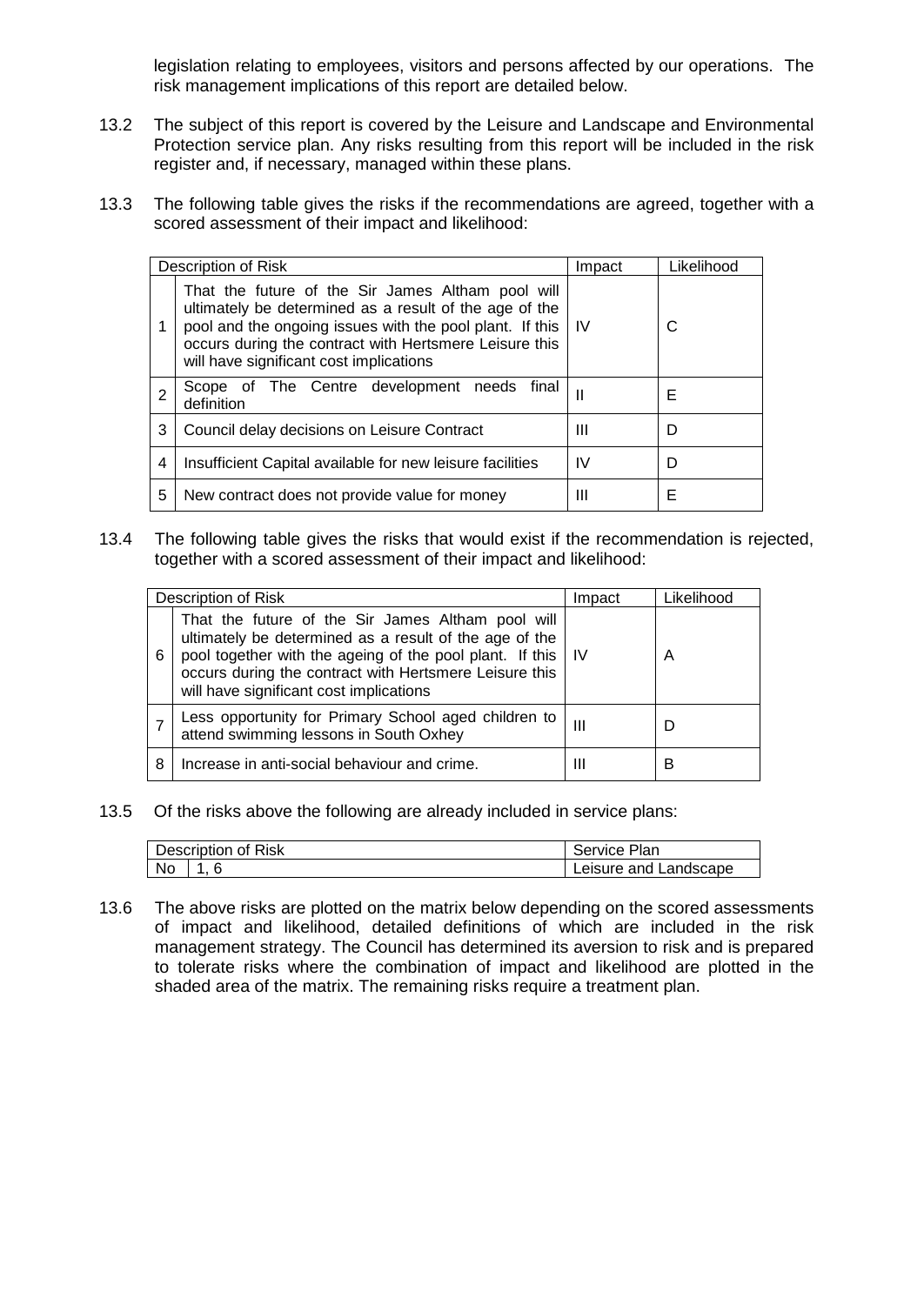legislation relating to employees, visitors and persons affected by our operations. The risk management implications of this report are detailed below.

13.2 The subject of this report is covered by the Leisure and Landscape and Environmental Protection service plan. Any risks resulting from this report will be included in the risk register and, if necessary, managed within these plans.

13.3 The following table gives the risks if the recommendations are agreed, together with a scored assessment of their impact and likelihood:

| Description of Risk | | Impact | Likelihood |
|---|---|---|---|
| 1 | That the future of the Sir James Altham pool will ultimately be determined as a result of the age of the pool and the ongoing issues with the pool plant. If this occurs during the contract with Hertsmere Leisure this will have significant cost implications | IV | C |
| 2 | Scope of The Centre development needs final definition | II | E |
| 3 | Council delay decisions on Leisure Contract | III | D |
| 4 | Insufficient Capital available for new leisure facilities | IV | D |
| 5 | New contract does not provide value for money | III | E |

13.4 The following table gives the risks that would exist if the recommendation is rejected, together with a scored assessment of their impact and likelihood:

| Description of Risk | | Impact | Likelihood |
|---|---|---|---|
| 6 | That the future of the Sir James Altham pool will ultimately be determined as a result of the age of the pool together with the ageing of the pool plant. If this occurs during the contract with Hertsmere Leisure this will have significant cost implications | IV | A |
| 7 | Less opportunity for Primary School aged children to attend swimming lessons in South Oxhey | III | D |
| 8 | Increase in anti-social behaviour and crime. | III | B |

13.5 Of the risks above the following are already included in service plans:

| Description of Risk | | Service Plan |
|---|---|---|
| No | 1, 6 | Leisure and Landscape |

13.6 The above risks are plotted on the matrix below depending on the scored assessments of impact and likelihood, detailed definitions of which are included in the risk management strategy. The Council has determined its aversion to risk and is prepared to tolerate risks where the combination of impact and likelihood are plotted in the shaded area of the matrix. The remaining risks require a treatment plan.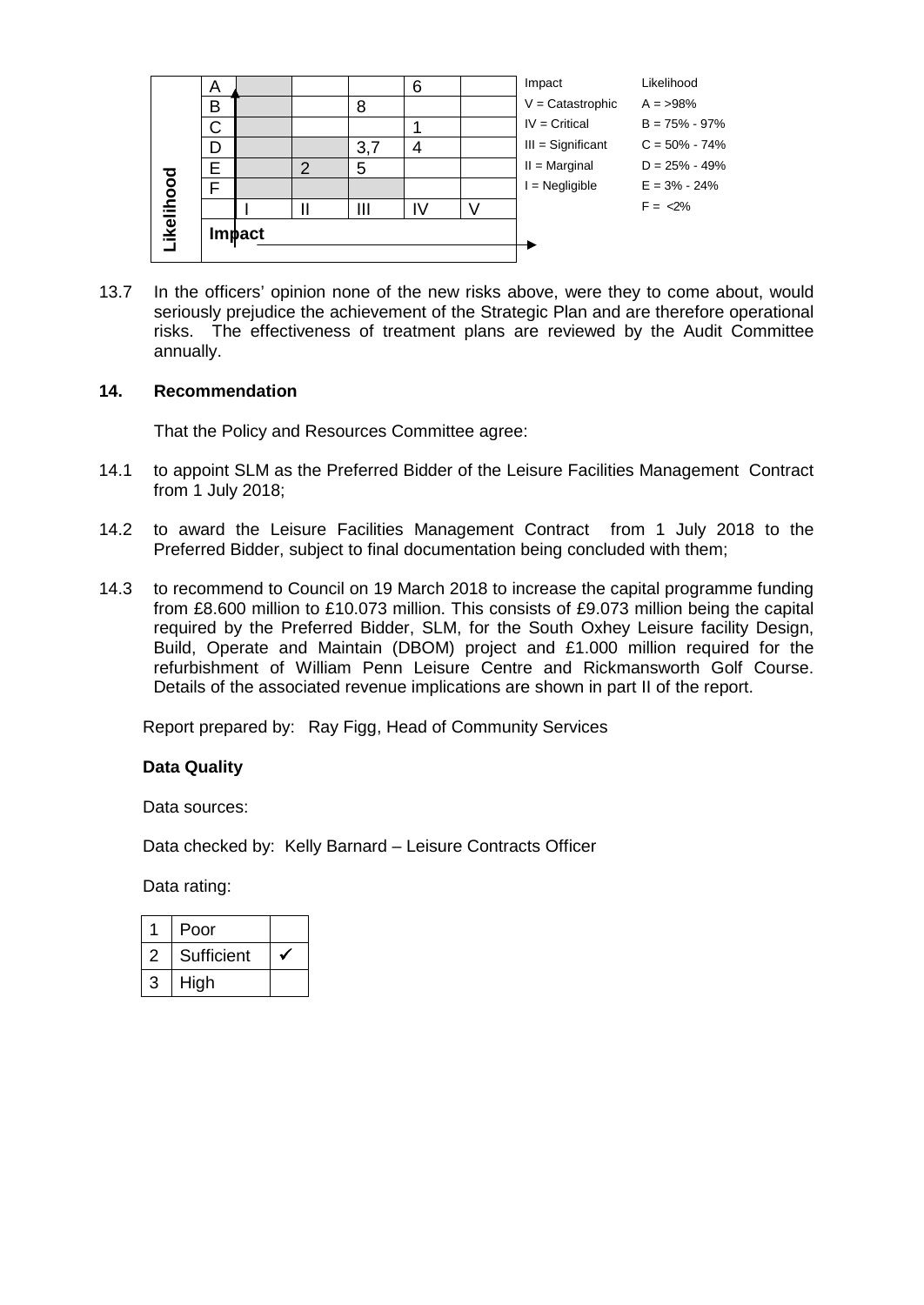| Likelihood | | | | | | |
|---|---|---|---|---|---|---|
| A | | | | 6 | | |
| B | | | 8 | | | |
| C | | | | 1 | | |
| D | | | 3,7 | 4 | | |
| E | | 2 | 5 | | | |
| F | | | | | | |
| | I | II | III | IV | V | |
| | Impact | | | | | |

| Impact | Likelihood |
|---|---|
| V = Catastrophic | A = >98% |
| IV = Critical | B = 75% - 97% |
| III = Significant | C = 50% - 74% |
| II = Marginal | D = 25% - 49% |
| I = Negligible | E = 3% - 24% |
| | F = <2% |

13.7 In the officers' opinion none of the new risks above, were they to come about, would seriously prejudice the achievement of the Strategic Plan and are therefore operational risks. The effectiveness of treatment plans are reviewed by the Audit Committee annually.

## 14. Recommendation

That the Policy and Resources Committee agree:

14.1 to appoint SLM as the Preferred Bidder of the Leisure Facilities Management Contract from 1 July 2018;

14.2 to award the Leisure Facilities Management Contract from 1 July 2018 to the Preferred Bidder, subject to final documentation being concluded with them;

14.3 to recommend to Council on 19 March 2018 to increase the capital programme funding from £8.600 million to £10.073 million. This consists of £9.073 million being the capital required by the Preferred Bidder, SLM, for the South Oxhey Leisure facility Design, Build, Operate and Maintain (DBOM) project and £1.000 million required for the refurbishment of William Penn Leisure Centre and Rickmansworth Golf Course. Details of the associated revenue implications are shown in part II of the report.

Report prepared by: Ray Figg, Head of Community Services

**Data Quality**

Data sources:

Data checked by: Kelly Barnard – Leisure Contracts Officer

Data rating:

| | | |
|---|---|---|
| 1 | Poor | |
| 2 | Sufficient | ✓ |
| 3 | High | |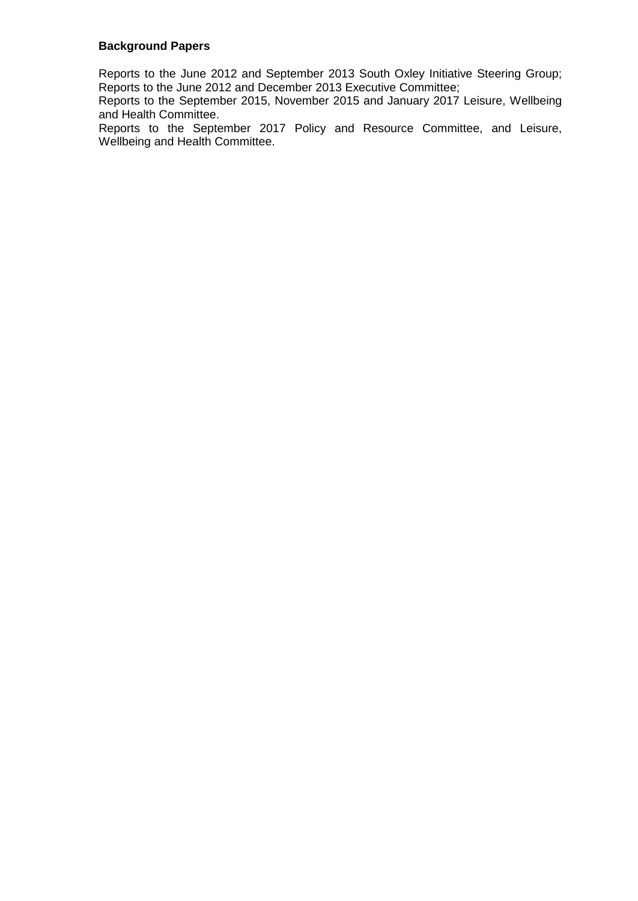**Background Papers**

Reports to the June 2012 and September 2013 South Oxley Initiative Steering Group;
Reports to the June 2012 and December 2013 Executive Committee;
Reports to the September 2015, November 2015 and January 2017 Leisure, Wellbeing and Health Committee.
Reports to the September 2017 Policy and Resource Committee, and Leisure, Wellbeing and Health Committee.